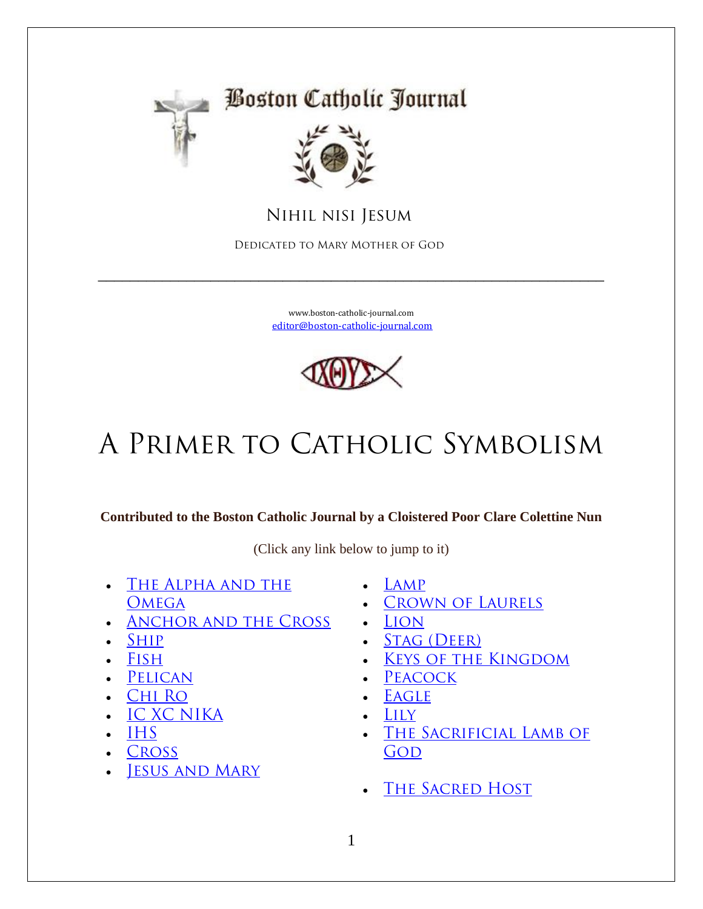Boston Catholic Journal

Nihil nisi Jesum

Dedicated to Mary Mother of God

---

www.boston-catholic-journal.com
editor@boston-catholic-journal.com

# A Primer to Catholic Symbolism

**Contributed to the Boston Catholic Journal by a Cloistered Poor Clare Colettine Nun**

(Click any link below to jump to it)

- The Alpha and the Omega
- Anchor and the Cross
- Ship
- Fish
- Pelican
- Chi Ro
- IC XC NIKA
- IHS
- Cross
- Jesus and Mary
- Lamp
- Crown of Laurels
- Lion
- Stag (Deer)
- Keys of the Kingdom
- Peacock
- Eagle
- Lily
- The Sacrificial Lamb of God
- The Sacred Host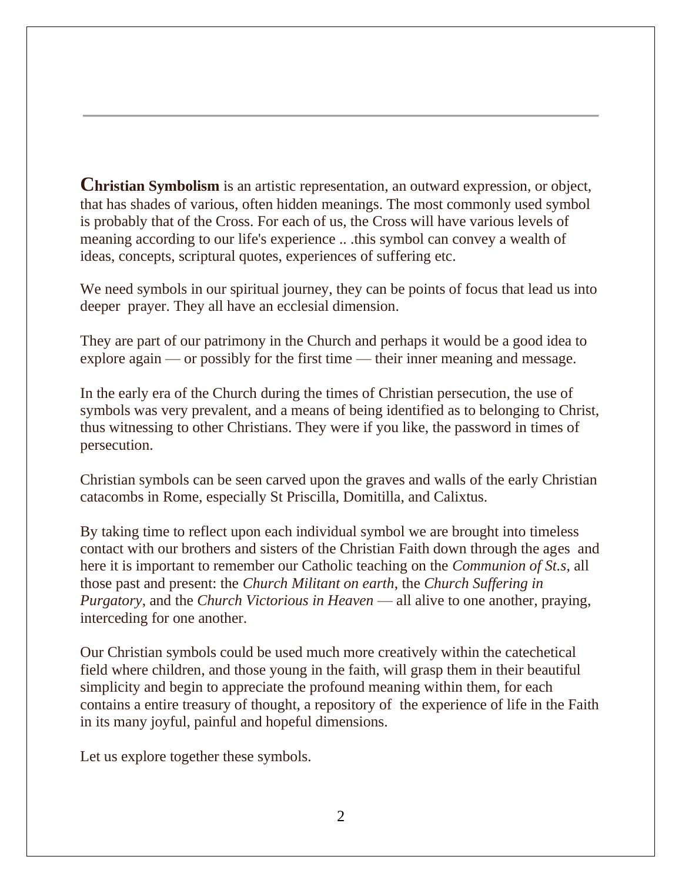**Christian Symbolism** is an artistic representation, an outward expression, or object, that has shades of various, often hidden meanings. The most commonly used symbol is probably that of the Cross. For each of us, the Cross will have various levels of meaning according to our life's experience .. .this symbol can convey a wealth of ideas, concepts, scriptural quotes, experiences of suffering etc.

We need symbols in our spiritual journey, they can be points of focus that lead us into deeper prayer. They all have an ecclesial dimension.

They are part of our patrimony in the Church and perhaps it would be a good idea to explore again — or possibly for the first time — their inner meaning and message.

In the early era of the Church during the times of Christian persecution, the use of symbols was very prevalent, and a means of being identified as to belonging to Christ, thus witnessing to other Christians. They were if you like, the password in times of persecution.

Christian symbols can be seen carved upon the graves and walls of the early Christian catacombs in Rome, especially St Priscilla, Domitilla, and Calixtus.

By taking time to reflect upon each individual symbol we are brought into timeless contact with our brothers and sisters of the Christian Faith down through the ages and here it is important to remember our Catholic teaching on the *Communion of St.s*, all those past and present: the *Church Militant on earth*, the *Church Suffering in Purgatory*, and the *Church Victorious in Heaven* — all alive to one another, praying, interceding for one another.

Our Christian symbols could be used much more creatively within the catechetical field where children, and those young in the faith, will grasp them in their beautiful simplicity and begin to appreciate the profound meaning within them, for each contains a entire treasury of thought, a repository of the experience of life in the Faith in its many joyful, painful and hopeful dimensions.

Let us explore together these symbols.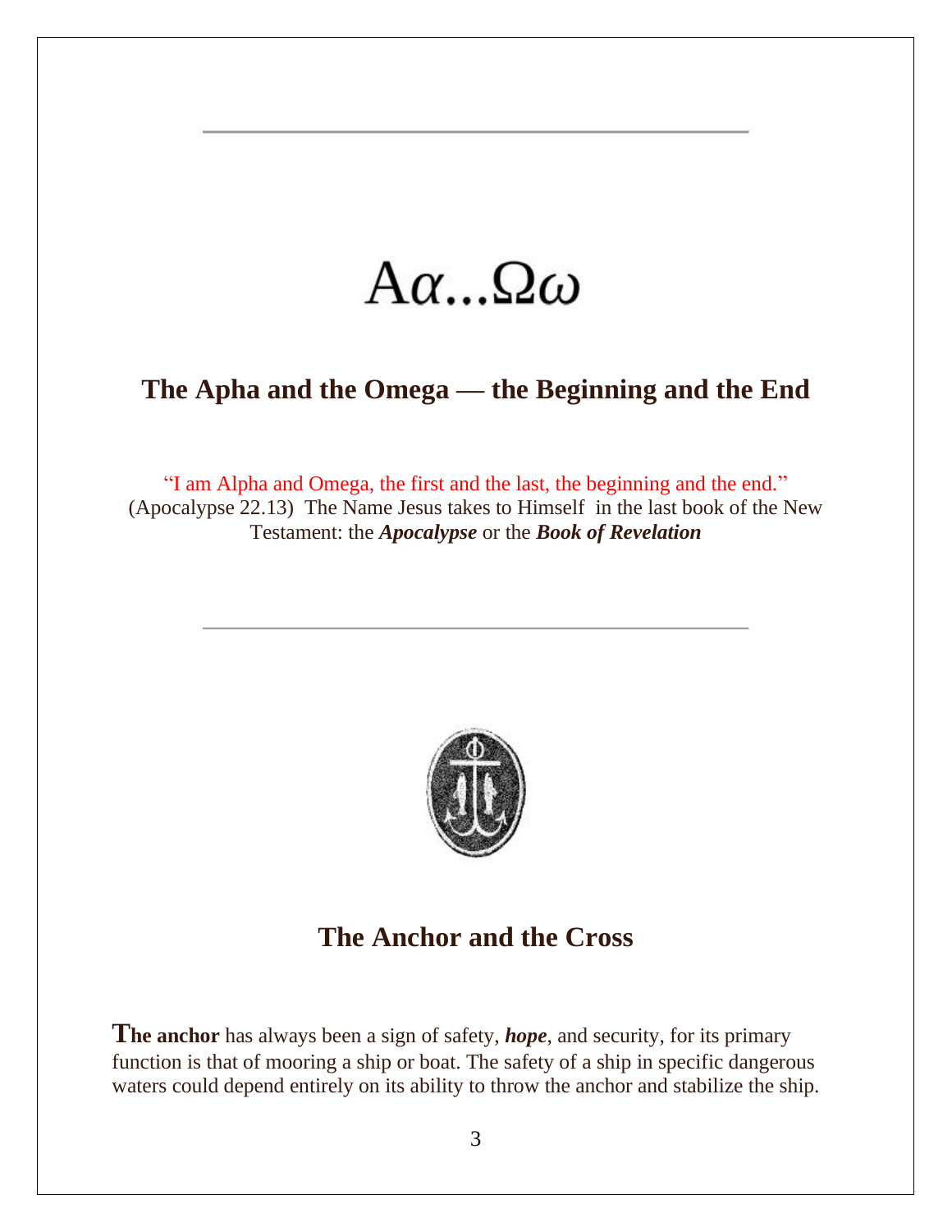---

# Αα...Ωω

## The Apha and the Omega — the Beginning and the End

"I am Alpha and Omega, the first and the last, the beginning and the end." (Apocalypse 22.13) The Name Jesus takes to Himself in the last book of the New Testament: the ***Apocalypse*** or the ***Book of Revelation***

---

## The Anchor and the Cross

**The anchor** has always been a sign of safety, ***hope***, and security, for its primary function is that of mooring a ship or boat. The safety of a ship in specific dangerous waters could depend entirely on its ability to throw the anchor and stabilize the ship.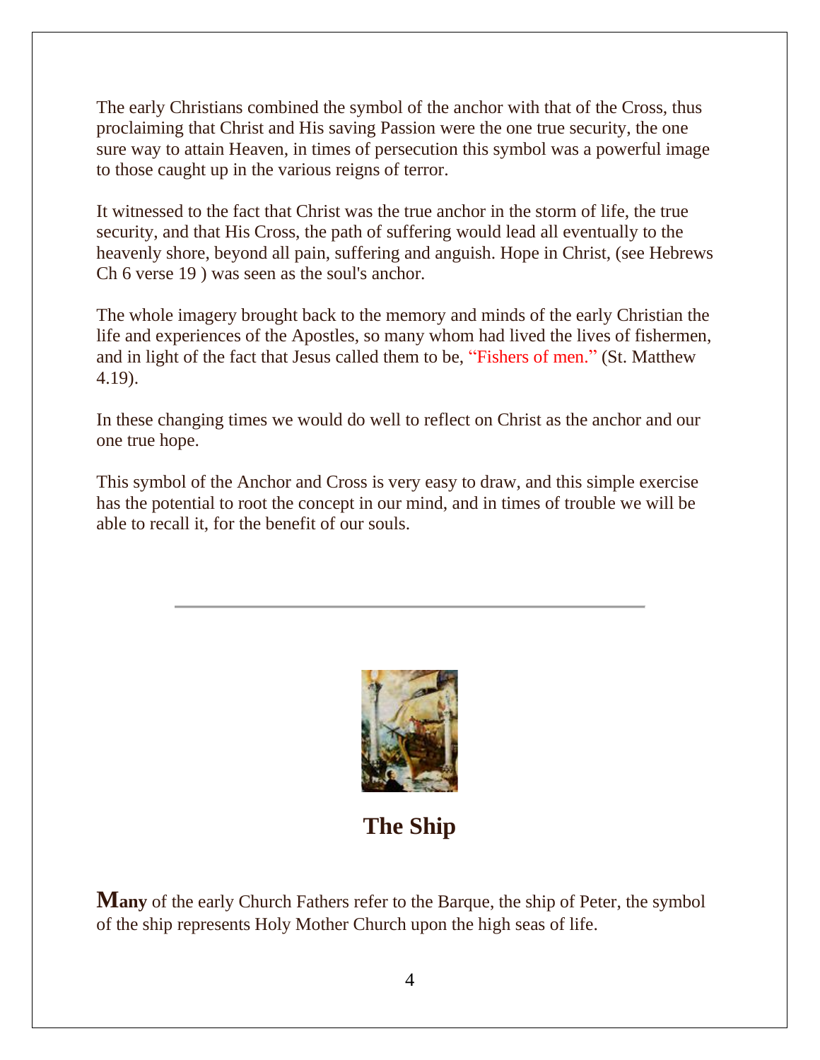The early Christians combined the symbol of the anchor with that of the Cross, thus proclaiming that Christ and His saving Passion were the one true security, the one sure way to attain Heaven, in times of persecution this symbol was a powerful image to those caught up in the various reigns of terror.

It witnessed to the fact that Christ was the true anchor in the storm of life, the true security, and that His Cross, the path of suffering would lead all eventually to the heavenly shore, beyond all pain, suffering and anguish. Hope in Christ, (see Hebrews Ch 6 verse 19 ) was seen as the soul's anchor.

The whole imagery brought back to the memory and minds of the early Christian the life and experiences of the Apostles, so many whom had lived the lives of fishermen, and in light of the fact that Jesus called them to be, "Fishers of men." (St. Matthew 4.19).

In these changing times we would do well to reflect on Christ as the anchor and our one true hope.

This symbol of the Anchor and Cross is very easy to draw, and this simple exercise has the potential to root the concept in our mind, and in times of trouble we will be able to recall it, for the benefit of our souls.

---

## The Ship

**Many** of the early Church Fathers refer to the Barque, the ship of Peter, the symbol of the ship represents Holy Mother Church upon the high seas of life.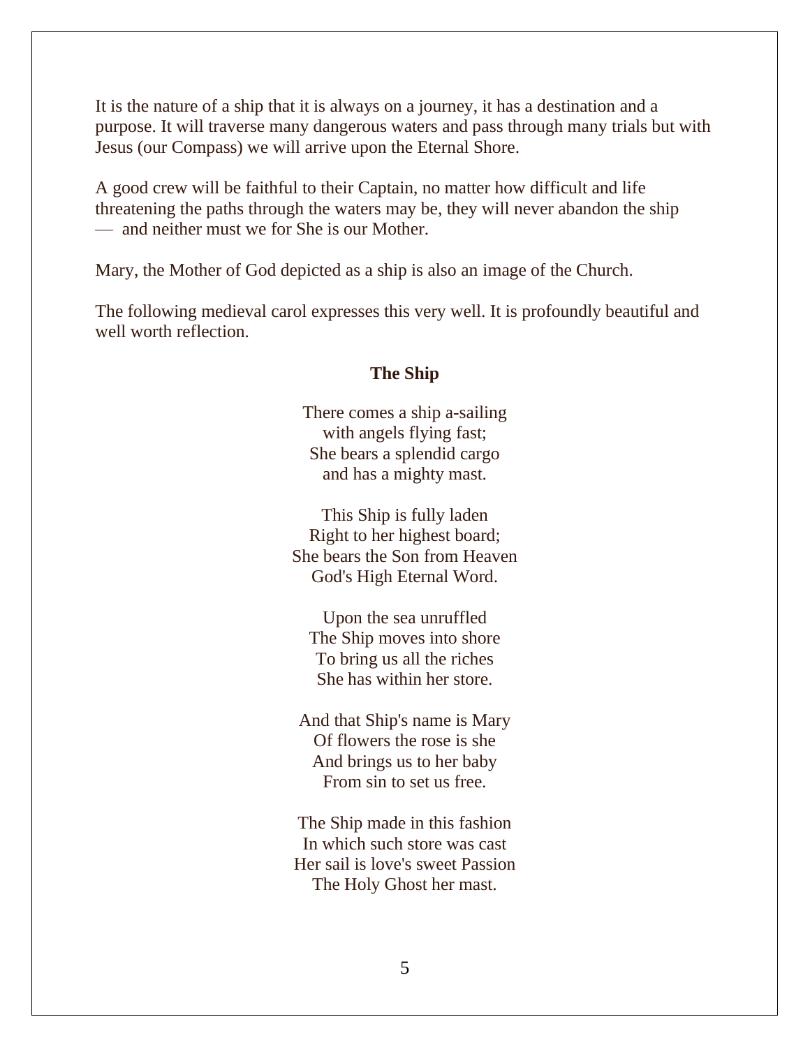It is the nature of a ship that it is always on a journey, it has a destination and a purpose. It will traverse many dangerous waters and pass through many trials but with Jesus (our Compass) we will arrive upon the Eternal Shore.

A good crew will be faithful to their Captain, no matter how difficult and life threatening the paths through the waters may be, they will never abandon the ship — and neither must we for She is our Mother.

Mary, the Mother of God depicted as a ship is also an image of the Church.

The following medieval carol expresses this very well. It is profoundly beautiful and well worth reflection.

**The Ship**

There comes a ship a-sailing  
with angels flying fast;  
She bears a splendid cargo  
and has a mighty mast.

This Ship is fully laden  
Right to her highest board;  
She bears the Son from Heaven  
God's High Eternal Word.

Upon the sea unruffled  
The Ship moves into shore  
To bring us all the riches  
She has within her store.

And that Ship's name is Mary  
Of flowers the rose is she  
And brings us to her baby  
From sin to set us free.

The Ship made in this fashion  
In which such store was cast  
Her sail is love's sweet Passion  
The Holy Ghost her mast.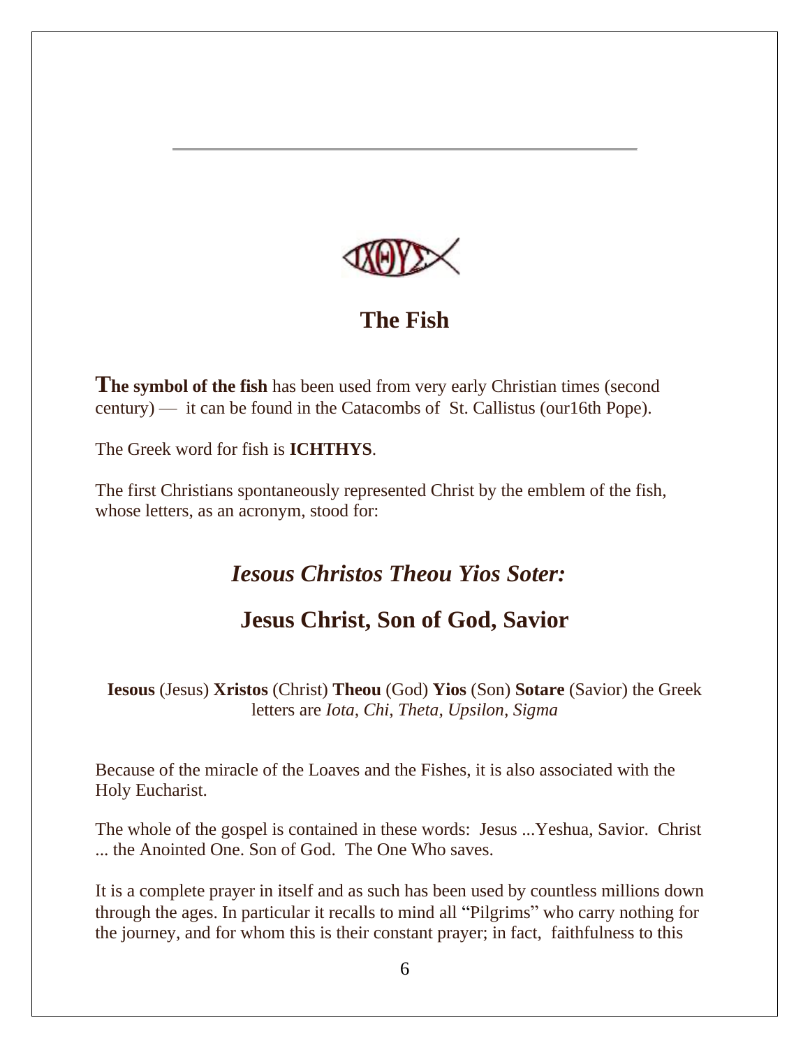## The Fish

**The symbol of the fish** has been used from very early Christian times (second century) — it can be found in the Catacombs of St. Callistus (our16th Pope).

The Greek word for fish is **ICHTHYS**.

The first Christians spontaneously represented Christ by the emblem of the fish, whose letters, as an acronym, stood for:

### *Iesous Christos Theou Yios Soter:*

### Jesus Christ, Son of God, Savior

**Iesous** (Jesus) **Xristos** (Christ) **Theou** (God) **Yios** (Son) **Sotare** (Savior) the Greek letters are *Iota, Chi, Theta, Upsilon, Sigma*

Because of the miracle of the Loaves and the Fishes, it is also associated with the Holy Eucharist.

The whole of the gospel is contained in these words: Jesus ...Yeshua, Savior. Christ ... the Anointed One. Son of God. The One Who saves.

It is a complete prayer in itself and as such has been used by countless millions down through the ages. In particular it recalls to mind all "Pilgrims" who carry nothing for the journey, and for whom this is their constant prayer; in fact, faithfulness to this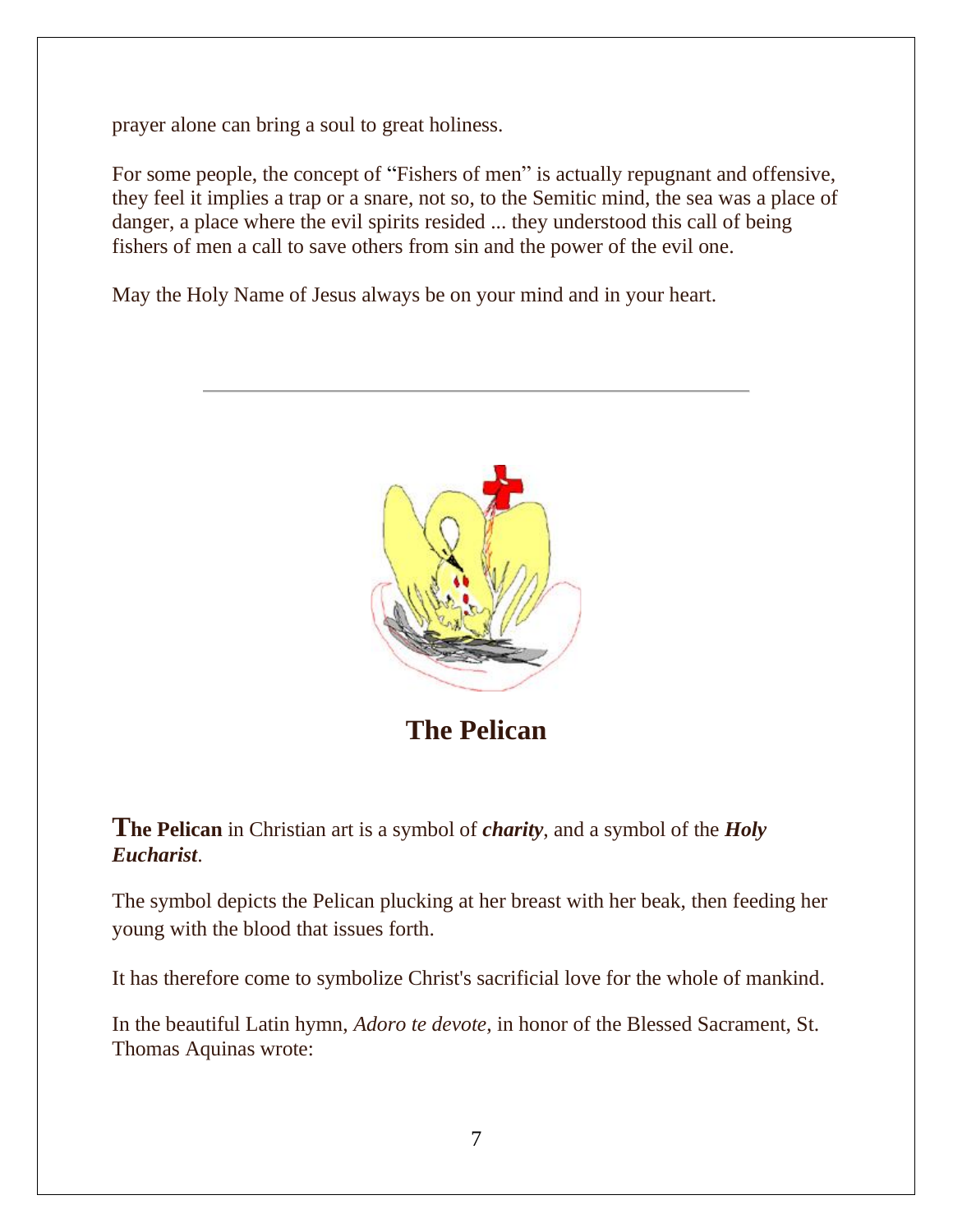prayer alone can bring a soul to great holiness.

For some people, the concept of “Fishers of men” is actually repugnant and offensive, they feel it implies a trap or a snare, not so, to the Semitic mind, the sea was a place of danger, a place where the evil spirits resided ... they understood this call of being fishers of men a call to save others from sin and the power of the evil one.

May the Holy Name of Jesus always be on your mind and in your heart.

---

## The Pelican

**The Pelican** in Christian art is a symbol of ***charity***, and a symbol of the ***Holy Eucharist***.

The symbol depicts the Pelican plucking at her breast with her beak, then feeding her young with the blood that issues forth.

It has therefore come to symbolize Christ's sacrificial love for the whole of mankind.

In the beautiful Latin hymn, *Adoro te devote*, in honor of the Blessed Sacrament, St. Thomas Aquinas wrote: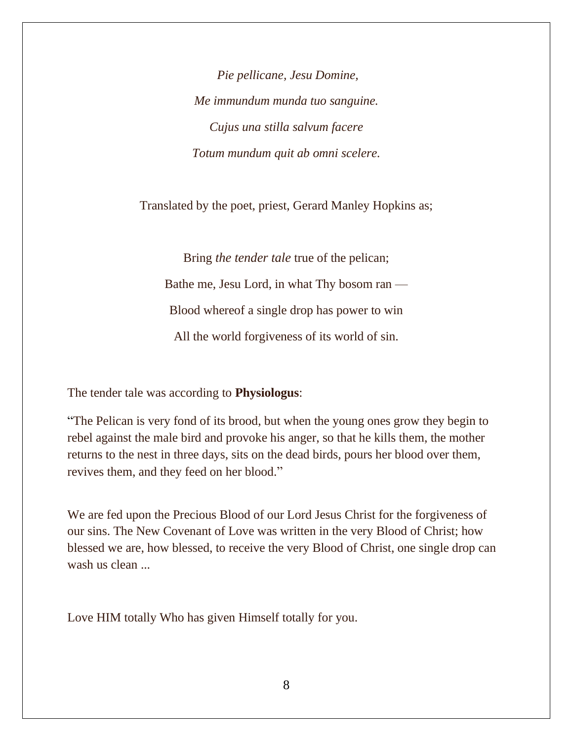*Pie pellicane, Jesu Domine,*

*Me immundum munda tuo sanguine.*

*Cujus una stilla salvum facere*

*Totum mundum quit ab omni scelere.*

Translated by the poet, priest, Gerard Manley Hopkins as;

Bring *the tender tale* true of the pelican;

Bathe me, Jesu Lord, in what Thy bosom ran —

Blood whereof a single drop has power to win

All the world forgiveness of its world of sin.

The tender tale was according to **Physiologus**:

"The Pelican is very fond of its brood, but when the young ones grow they begin to rebel against the male bird and provoke his anger, so that he kills them, the mother returns to the nest in three days, sits on the dead birds, pours her blood over them, revives them, and they feed on her blood."

We are fed upon the Precious Blood of our Lord Jesus Christ for the forgiveness of our sins. The New Covenant of Love was written in the very Blood of Christ; how blessed we are, how blessed, to receive the very Blood of Christ, one single drop can wash us clean ...

Love HIM totally Who has given Himself totally for you.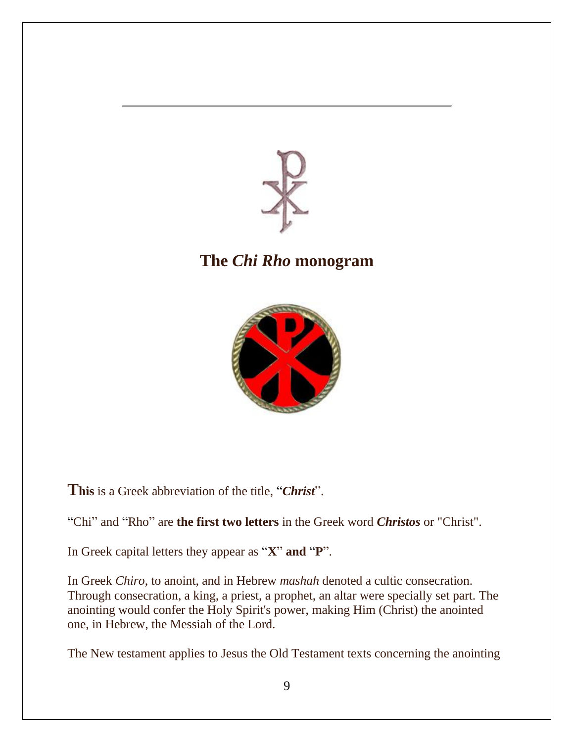## The *Chi Rho* monogram

**This** is a Greek abbreviation of the title, "***Christ***".

"Chi" and "Rho" are **the first two letters** in the Greek word ***Christos*** or "Christ".

In Greek capital letters they appear as "**X**" **and** "**P**".

In Greek *Chiro*, to anoint, and in Hebrew *mashah* denoted a cultic consecration. Through consecration, a king, a priest, a prophet, an altar were specially set part. The anointing would confer the Holy Spirit's power, making Him (Christ) the anointed one, in Hebrew, the Messiah of the Lord.

The New testament applies to Jesus the Old Testament texts concerning the anointing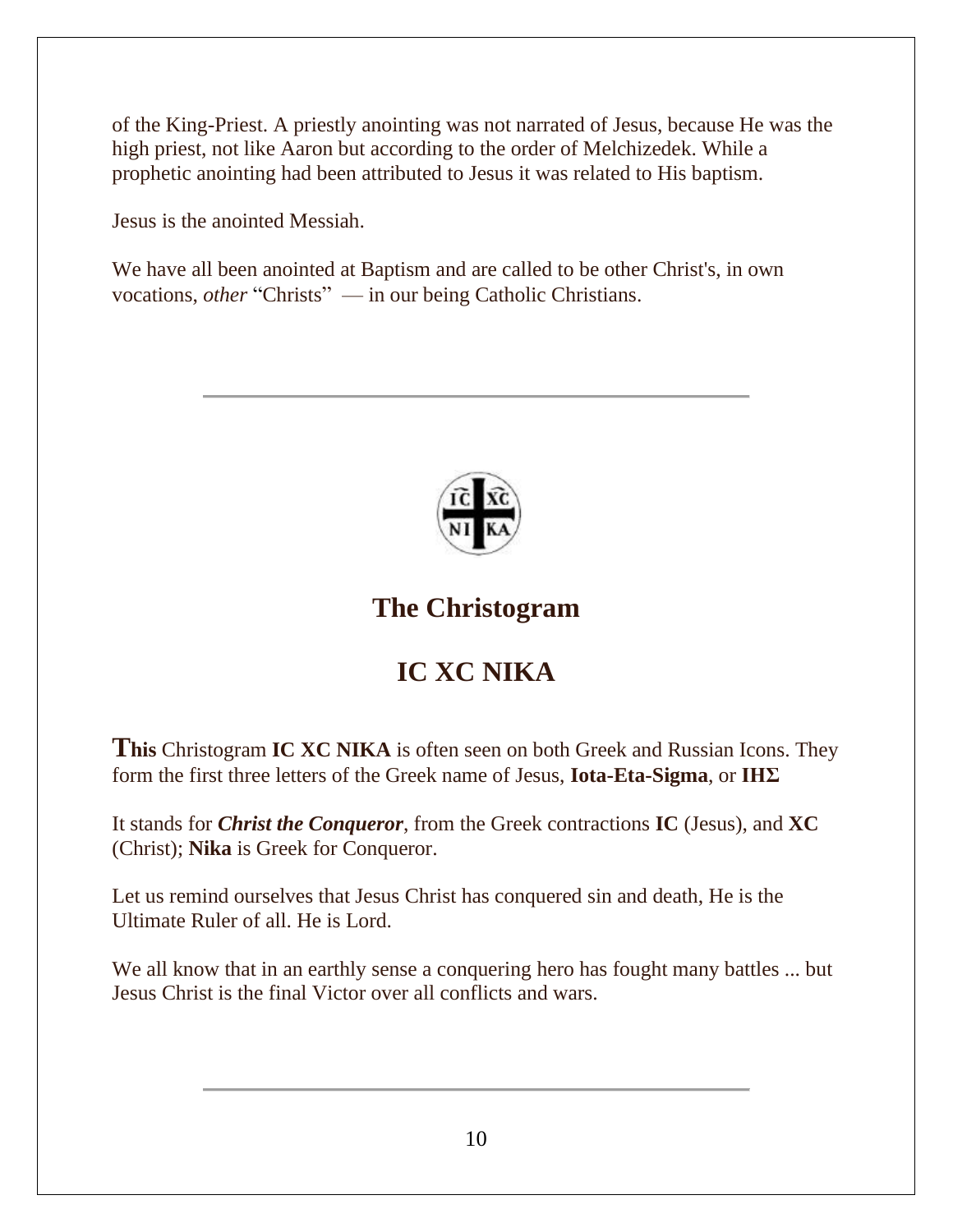of the King-Priest. A priestly anointing was not narrated of Jesus, because He was the high priest, not like Aaron but according to the order of Melchizedek. While a prophetic anointing had been attributed to Jesus it was related to His baptism.

Jesus is the anointed Messiah.

We have all been anointed at Baptism and are called to be other Christ's, in own vocations, *other* "Christs" — in our being Catholic Christians.

---

## The Christogram

## IC XC NIKA

**This** Christogram **IC XC NIKA** is often seen on both Greek and Russian Icons. They form the first three letters of the Greek name of Jesus, **Iota-Eta-Sigma**, or **ΙΗΣ**

It stands for ***Christ the Conqueror***, from the Greek contractions **IC** (Jesus), and **XC** (Christ); **Nika** is Greek for Conqueror.

Let us remind ourselves that Jesus Christ has conquered sin and death, He is the Ultimate Ruler of all. He is Lord.

We all know that in an earthly sense a conquering hero has fought many battles ... but Jesus Christ is the final Victor over all conflicts and wars.

---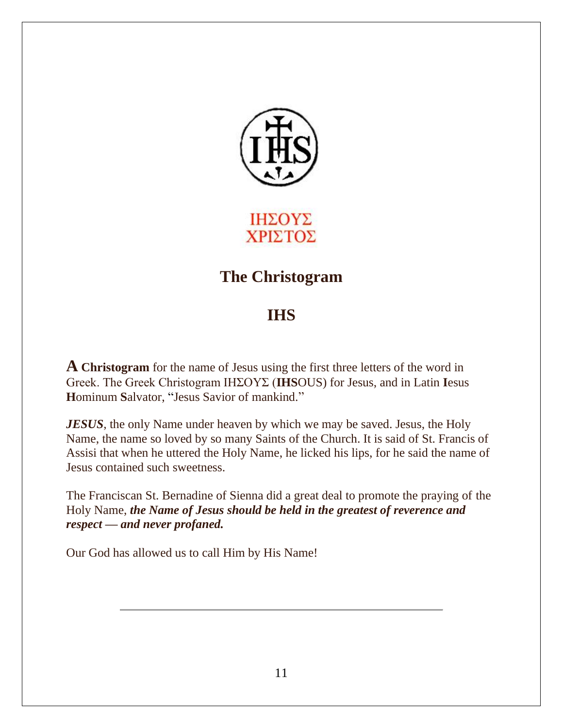ΙΗΣΟΥΣ
ΧΡΙΣΤΟΣ

## The Christogram

## IHS

**A Christogram** for the name of Jesus using the first three letters of the word in Greek. The Greek Christogram ΙΗΣΟΥΣ (**IHS**OUS) for Jesus, and in Latin **I**esus **H**ominum **S**alvator, "Jesus Savior of mankind."

***JESUS***, the only Name under heaven by which we may be saved. Jesus, the Holy Name, the name so loved by so many Saints of the Church. It is said of St. Francis of Assisi that when he uttered the Holy Name, he licked his lips, for he said the name of Jesus contained such sweetness.

The Franciscan St. Bernadine of Sienna did a great deal to promote the praying of the Holy Name, ***the Name of Jesus should be held in the greatest of reverence and respect — and never profaned.***

Our God has allowed us to call Him by His Name!

---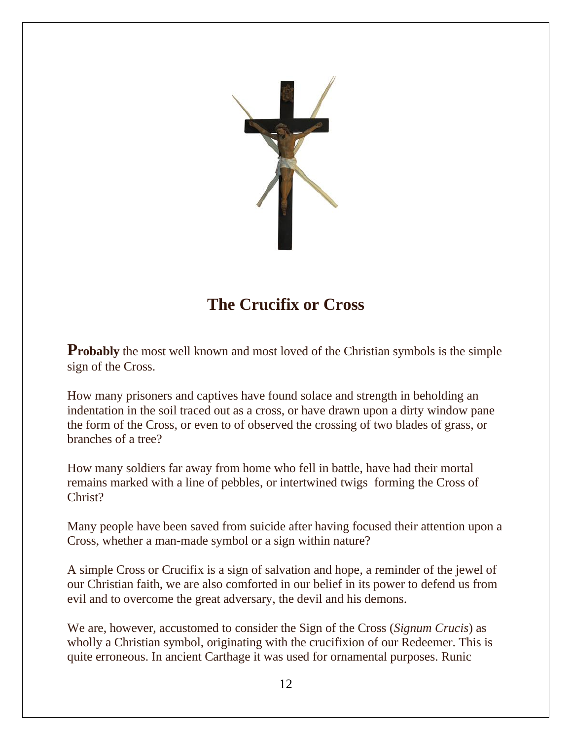## The Crucifix or Cross

**Probably** the most well known and most loved of the Christian symbols is the simple sign of the Cross.

How many prisoners and captives have found solace and strength in beholding an indentation in the soil traced out as a cross, or have drawn upon a dirty window pane the form of the Cross, or even to of observed the crossing of two blades of grass, or branches of a tree?

How many soldiers far away from home who fell in battle, have had their mortal remains marked with a line of pebbles, or intertwined twigs forming the Cross of Christ?

Many people have been saved from suicide after having focused their attention upon a Cross, whether a man-made symbol or a sign within nature?

A simple Cross or Crucifix is a sign of salvation and hope, a reminder of the jewel of our Christian faith, we are also comforted in our belief in its power to defend us from evil and to overcome the great adversary, the devil and his demons.

We are, however, accustomed to consider the Sign of the Cross (*Signum Crucis*) as wholly a Christian symbol, originating with the crucifixion of our Redeemer. This is quite erroneous. In ancient Carthage it was used for ornamental purposes. Runic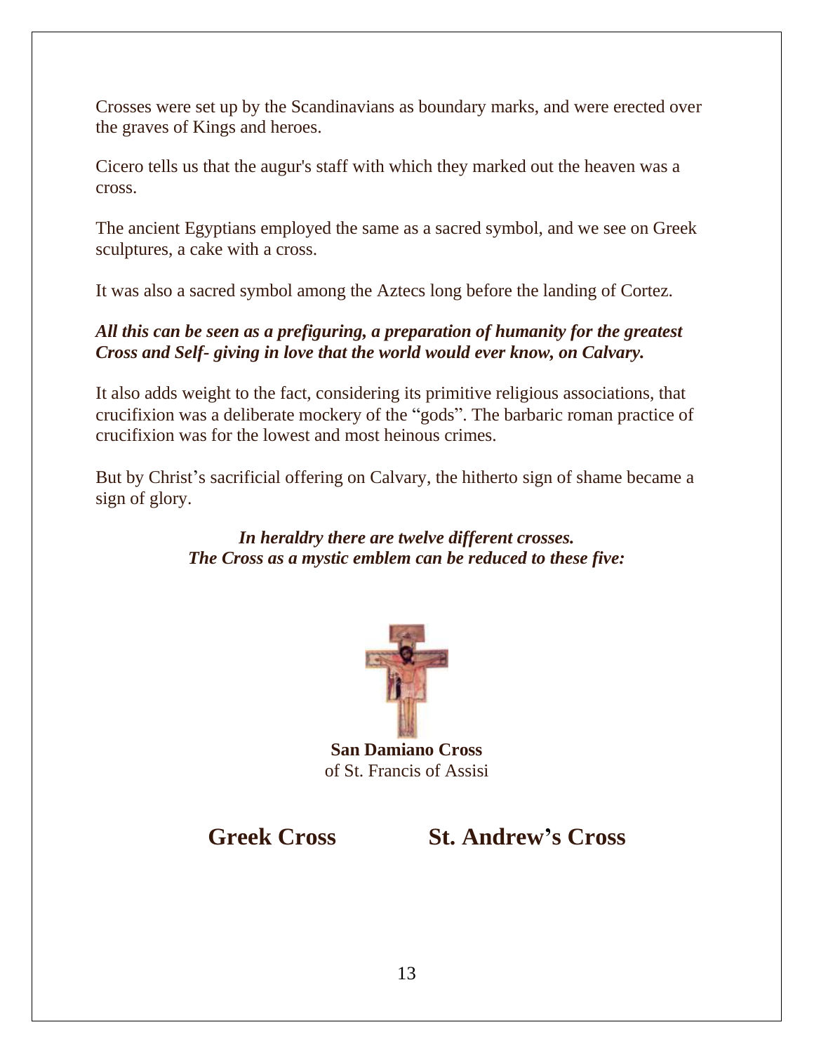Crosses were set up by the Scandinavians as boundary marks, and were erected over the graves of Kings and heroes.

Cicero tells us that the augur's staff with which they marked out the heaven was a cross.

The ancient Egyptians employed the same as a sacred symbol, and we see on Greek sculptures, a cake with a cross.

It was also a sacred symbol among the Aztecs long before the landing of Cortez.

***All this can be seen as a prefiguring, a preparation of humanity for the greatest Cross and Self- giving in love that the world would ever know, on Calvary.***

It also adds weight to the fact, considering its primitive religious associations, that crucifixion was a deliberate mockery of the "gods". The barbaric roman practice of crucifixion was for the lowest and most heinous crimes.

But by Christ's sacrificial offering on Calvary, the hitherto sign of shame became a sign of glory.

***In heraldry there are twelve different crosses.***
***The Cross as a mystic emblem can be reduced to these five:***

**San Damiano Cross**
of St. Francis of Assisi

**Greek Cross** **St. Andrew's Cross**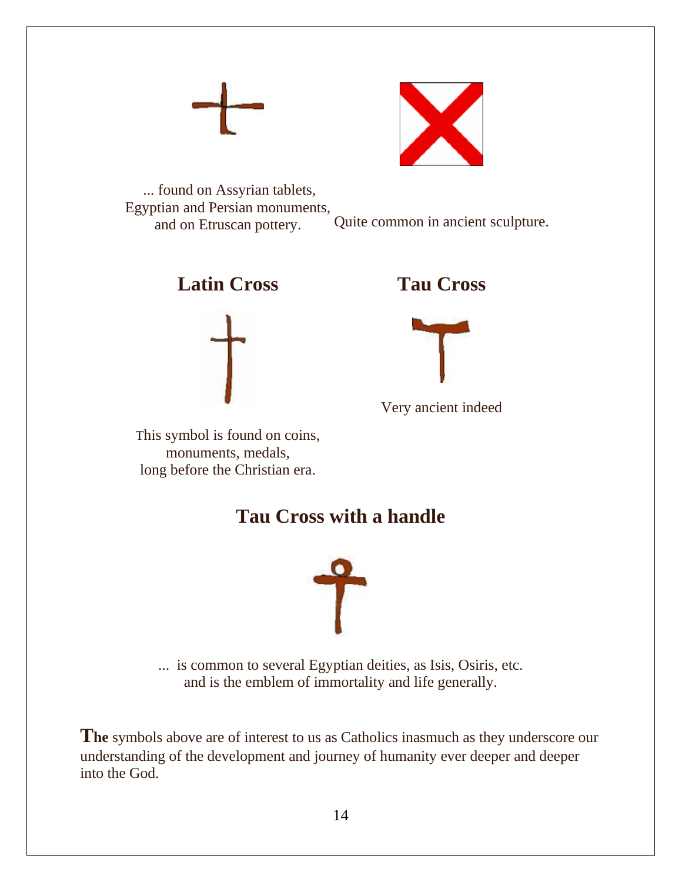... found on Assyrian tablets,
Egyptian and Persian monuments,
and on Etruscan pottery.

Quite common in ancient sculpture.

## Latin Cross

This symbol is found on coins,
monuments, medals,
long before the Christian era.

## Tau Cross

Very ancient indeed

## Tau Cross with a handle

... is common to several Egyptian deities, as Isis, Osiris, etc.
and is the emblem of immortality and life generally.

**The** symbols above are of interest to us as Catholics inasmuch as they underscore our understanding of the development and journey of humanity ever deeper and deeper into the God.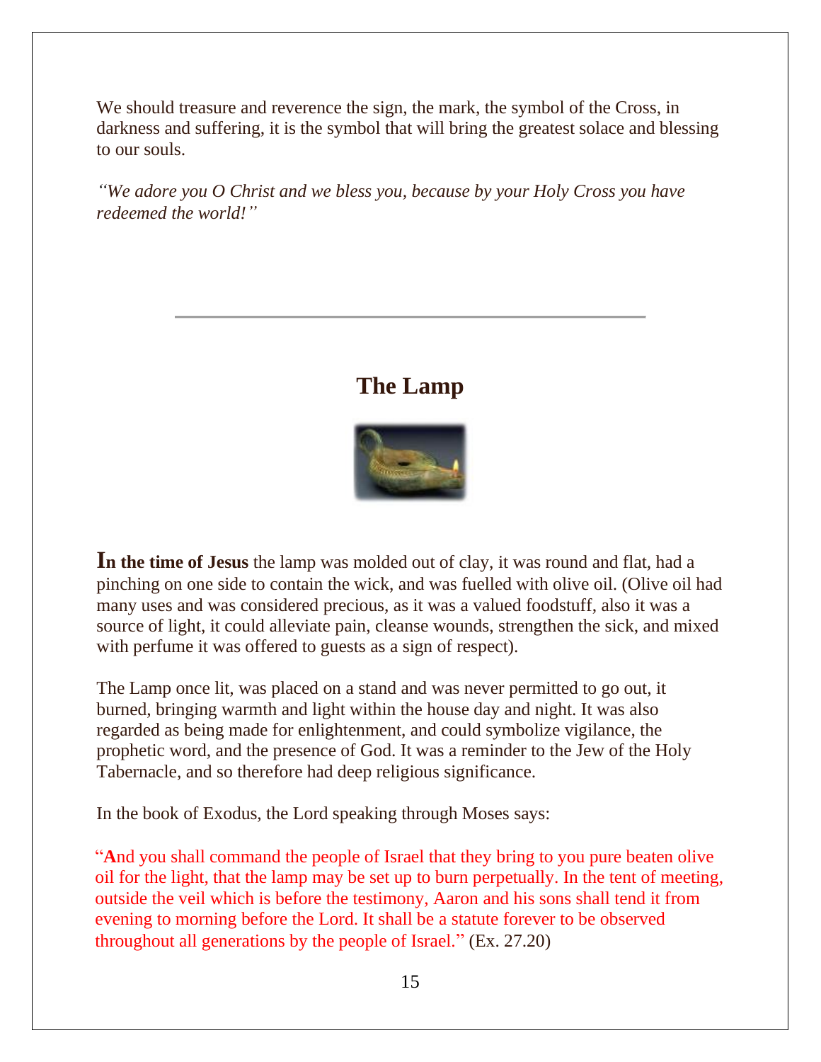We should treasure and reverence the sign, the mark, the symbol of the Cross, in darkness and suffering, it is the symbol that will bring the greatest solace and blessing to our souls.

*"We adore you O Christ and we bless you, because by your Holy Cross you have redeemed the world!"*

---

## The Lamp

**In the time of Jesus** the lamp was molded out of clay, it was round and flat, had a pinching on one side to contain the wick, and was fuelled with olive oil. (Olive oil had many uses and was considered precious, as it was a valued foodstuff, also it was a source of light, it could alleviate pain, cleanse wounds, strengthen the sick, and mixed with perfume it was offered to guests as a sign of respect).

The Lamp once lit, was placed on a stand and was never permitted to go out, it burned, bringing warmth and light within the house day and night. It was also regarded as being made for enlightenment, and could symbolize vigilance, the prophetic word, and the presence of God. It was a reminder to the Jew of the Holy Tabernacle, and so therefore had deep religious significance.

In the book of Exodus, the Lord speaking through Moses says:

"**A**nd you shall command the people of Israel that they bring to you pure beaten olive oil for the light, that the lamp may be set up to burn perpetually. In the tent of meeting, outside the veil which is before the testimony, Aaron and his sons shall tend it from evening to morning before the Lord. It shall be a statute forever to be observed throughout all generations by the people of Israel." (Ex. 27.20)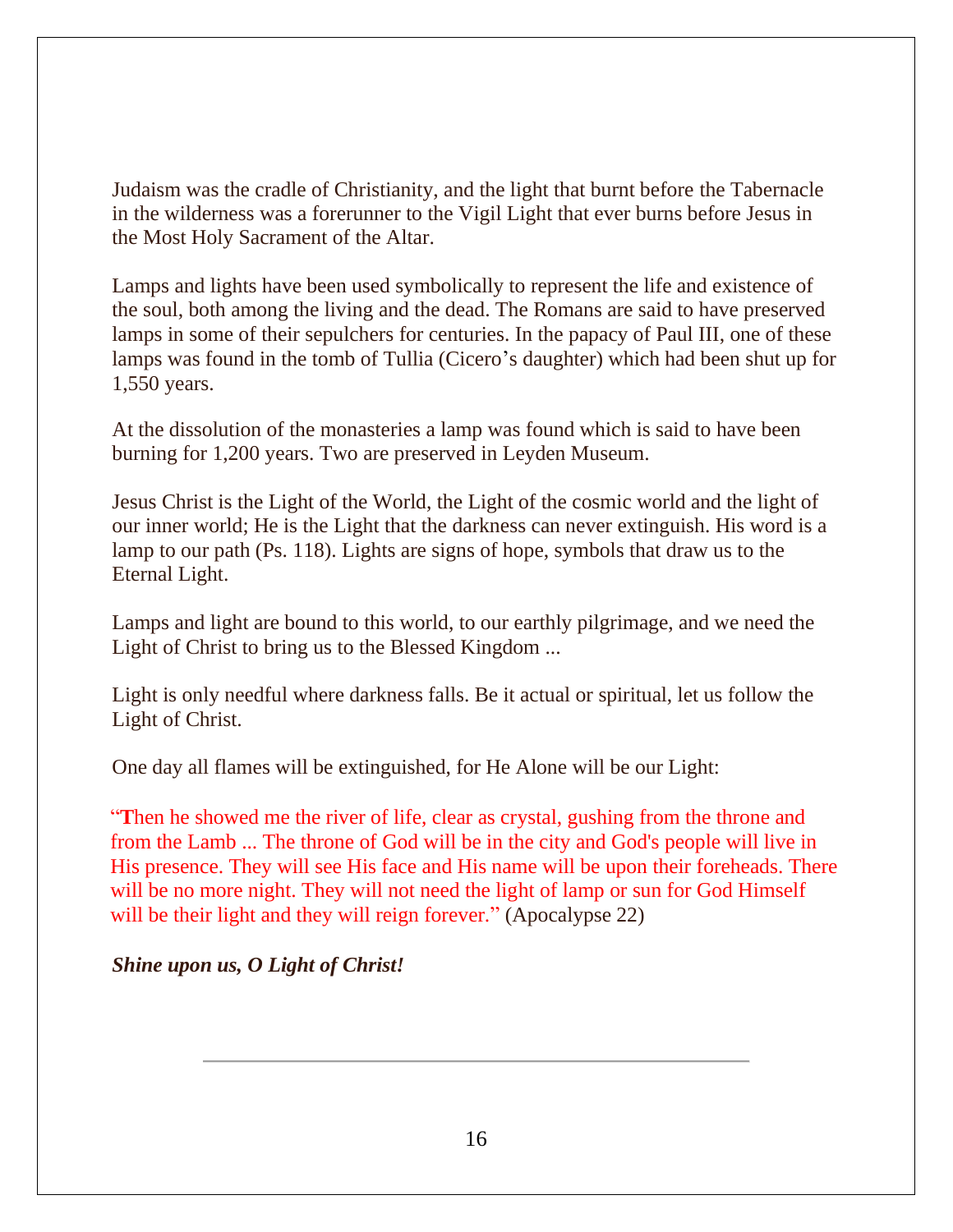Judaism was the cradle of Christianity, and the light that burnt before the Tabernacle in the wilderness was a forerunner to the Vigil Light that ever burns before Jesus in the Most Holy Sacrament of the Altar.

Lamps and lights have been used symbolically to represent the life and existence of the soul, both among the living and the dead. The Romans are said to have preserved lamps in some of their sepulchers for centuries. In the papacy of Paul III, one of these lamps was found in the tomb of Tullia (Cicero's daughter) which had been shut up for 1,550 years.

At the dissolution of the monasteries a lamp was found which is said to have been burning for 1,200 years. Two are preserved in Leyden Museum.

Jesus Christ is the Light of the World, the Light of the cosmic world and the light of our inner world; He is the Light that the darkness can never extinguish. His word is a lamp to our path (Ps. 118). Lights are signs of hope, symbols that draw us to the Eternal Light.

Lamps and light are bound to this world, to our earthly pilgrimage, and we need the Light of Christ to bring us to the Blessed Kingdom ...

Light is only needful where darkness falls. Be it actual or spiritual, let us follow the Light of Christ.

One day all flames will be extinguished, for He Alone will be our Light:

"**T**hen he showed me the river of life, clear as crystal, gushing from the throne and from the Lamb ... The throne of God will be in the city and God's people will live in His presence. They will see His face and His name will be upon their foreheads. There will be no more night. They will not need the light of lamp or sun for God Himself will be their light and they will reign forever." (Apocalypse 22)

***Shine upon us, O Light of Christ!***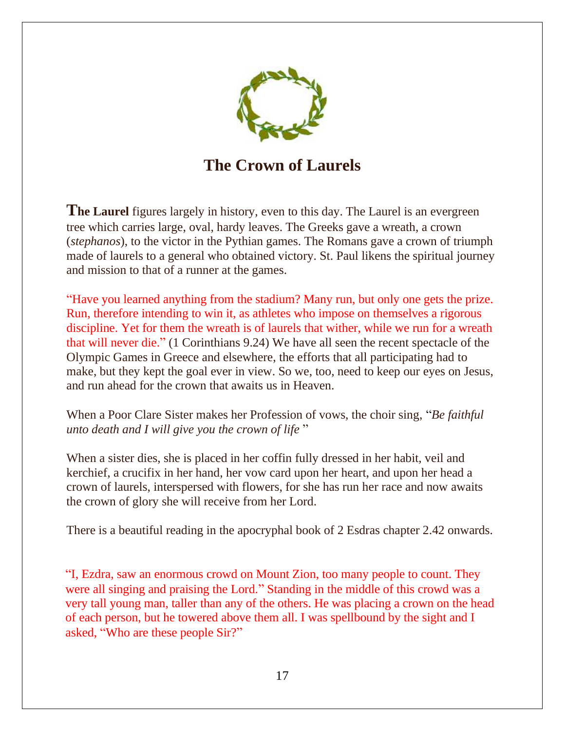# The Crown of Laurels

**The Laurel** figures largely in history, even to this day. The Laurel is an evergreen tree which carries large, oval, hardy leaves. The Greeks gave a wreath, a crown (*stephanos*), to the victor in the Pythian games. The Romans gave a crown of triumph made of laurels to a general who obtained victory. St. Paul likens the spiritual journey and mission to that of a runner at the games.

"Have you learned anything from the stadium? Many run, but only one gets the prize. Run, therefore intending to win it, as athletes who impose on themselves a rigorous discipline. Yet for them the wreath is of laurels that wither, while we run for a wreath that will never die." (1 Corinthians 9.24) We have all seen the recent spectacle of the Olympic Games in Greece and elsewhere, the efforts that all participating had to make, but they kept the goal ever in view. So we, too, need to keep our eyes on Jesus, and run ahead for the crown that awaits us in Heaven.

When a Poor Clare Sister makes her Profession of vows, the choir sing, "*Be faithful unto death and I will give you the crown of life* "

When a sister dies, she is placed in her coffin fully dressed in her habit, veil and kerchief, a crucifix in her hand, her vow card upon her heart, and upon her head a crown of laurels, interspersed with flowers, for she has run her race and now awaits the crown of glory she will receive from her Lord.

There is a beautiful reading in the apocryphal book of 2 Esdras chapter 2.42 onwards.

"I, Ezdra, saw an enormous crowd on Mount Zion, too many people to count. They were all singing and praising the Lord." Standing in the middle of this crowd was a very tall young man, taller than any of the others. He was placing a crown on the head of each person, but he towered above them all. I was spellbound by the sight and I asked, "Who are these people Sir?"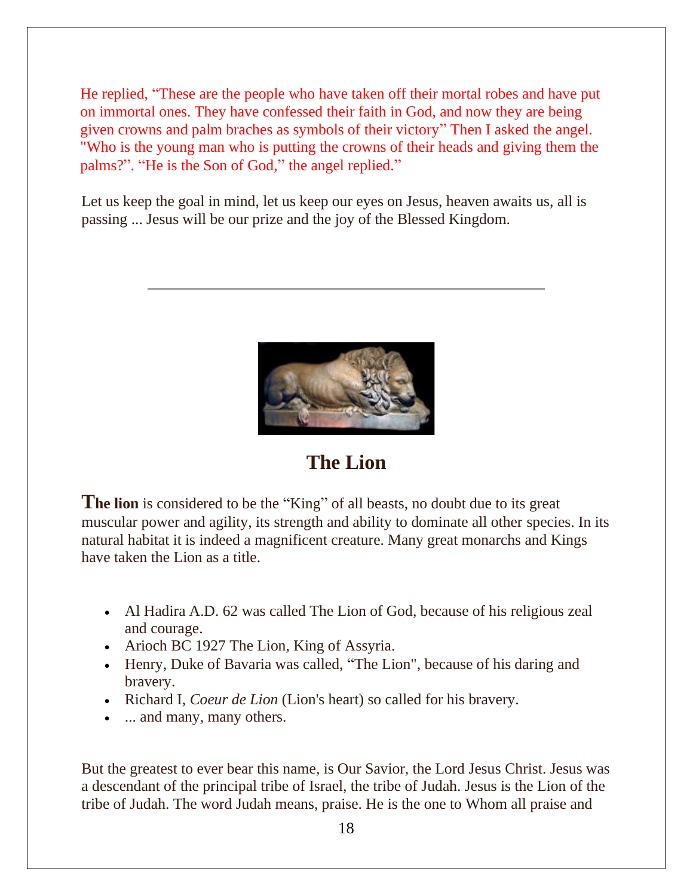He replied, “These are the people who have taken off their mortal robes and have put on immortal ones. They have confessed their faith in God, and now they are being given crowns and palm braches as symbols of their victory” Then I asked the angel. "Who is the young man who is putting the crowns of their heads and giving them the palms?”. “He is the Son of God,” the angel replied.”

Let us keep the goal in mind, let us keep our eyes on Jesus, heaven awaits us, all is passing ... Jesus will be our prize and the joy of the Blessed Kingdom.

---

## The Lion

**The lion** is considered to be the “King” of all beasts, no doubt due to its great muscular power and agility, its strength and ability to dominate all other species. In its natural habitat it is indeed a magnificent creature. Many great monarchs and Kings have taken the Lion as a title.

- Al Hadira A.D. 62 was called The Lion of God, because of his religious zeal and courage.
- Arioch BC 1927 The Lion, King of Assyria.
- Henry, Duke of Bavaria was called, “The Lion", because of his daring and bravery.
- Richard I, *Coeur de Lion* (Lion's heart) so called for his bravery.
- ... and many, many others.

But the greatest to ever bear this name, is Our Savior, the Lord Jesus Christ. Jesus was a descendant of the principal tribe of Israel, the tribe of Judah. Jesus is the Lion of the tribe of Judah. The word Judah means, praise. He is the one to Whom all praise and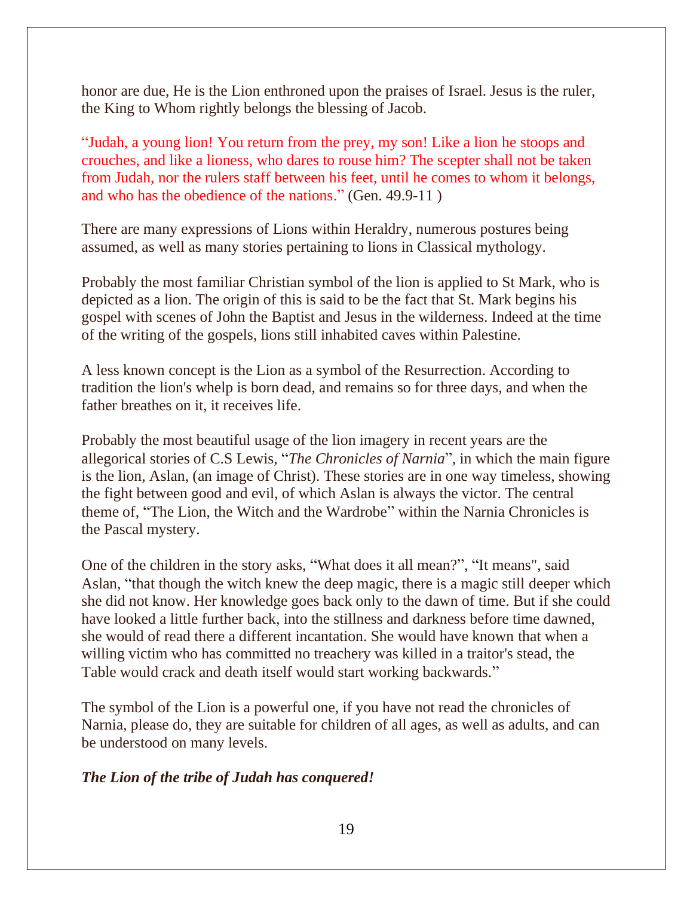honor are due, He is the Lion enthroned upon the praises of Israel. Jesus is the ruler, the King to Whom rightly belongs the blessing of Jacob.

"Judah, a young lion! You return from the prey, my son! Like a lion he stoops and crouches, and like a lioness, who dares to rouse him? The scepter shall not be taken from Judah, nor the rulers staff between his feet, until he comes to whom it belongs, and who has the obedience of the nations." (Gen. 49.9-11 )

There are many expressions of Lions within Heraldry, numerous postures being assumed, as well as many stories pertaining to lions in Classical mythology.

Probably the most familiar Christian symbol of the lion is applied to St Mark, who is depicted as a lion. The origin of this is said to be the fact that St. Mark begins his gospel with scenes of John the Baptist and Jesus in the wilderness. Indeed at the time of the writing of the gospels, lions still inhabited caves within Palestine.

A less known concept is the Lion as a symbol of the Resurrection. According to tradition the lion's whelp is born dead, and remains so for three days, and when the father breathes on it, it receives life.

Probably the most beautiful usage of the lion imagery in recent years are the allegorical stories of C.S Lewis, "*The Chronicles of Narnia*", in which the main figure is the lion, Aslan, (an image of Christ). These stories are in one way timeless, showing the fight between good and evil, of which Aslan is always the victor. The central theme of, "The Lion, the Witch and the Wardrobe" within the Narnia Chronicles is the Pascal mystery.

One of the children in the story asks, "What does it all mean?", "It means", said Aslan, "that though the witch knew the deep magic, there is a magic still deeper which she did not know. Her knowledge goes back only to the dawn of time. But if she could have looked a little further back, into the stillness and darkness before time dawned, she would of read there a different incantation. She would have known that when a willing victim who has committed no treachery was killed in a traitor's stead, the Table would crack and death itself would start working backwards."

The symbol of the Lion is a powerful one, if you have not read the chronicles of Narnia, please do, they are suitable for children of all ages, as well as adults, and can be understood on many levels.

***The Lion of the tribe of Judah has conquered!***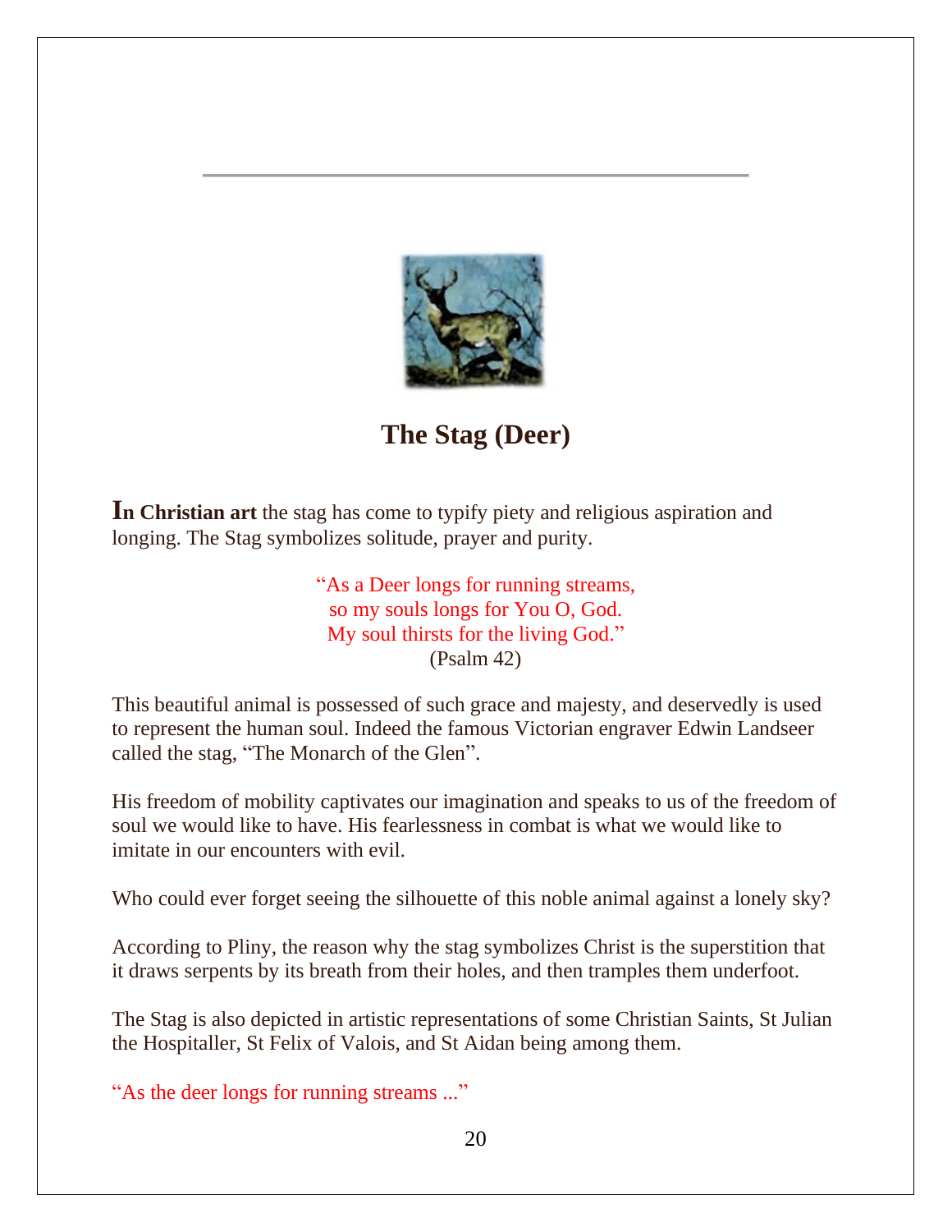# The Stag (Deer)

**In Christian art** the stag has come to typify piety and religious aspiration and longing. The Stag symbolizes solitude, prayer and purity.

> "As a Deer longs for running streams,
> so my souls longs for You O, God.
> My soul thirsts for the living God."
> (Psalm 42)

This beautiful animal is possessed of such grace and majesty, and deservedly is used to represent the human soul. Indeed the famous Victorian engraver Edwin Landseer called the stag, "The Monarch of the Glen".

His freedom of mobility captivates our imagination and speaks to us of the freedom of soul we would like to have. His fearlessness in combat is what we would like to imitate in our encounters with evil.

Who could ever forget seeing the silhouette of this noble animal against a lonely sky?

According to Pliny, the reason why the stag symbolizes Christ is the superstition that it draws serpents by its breath from their holes, and then tramples them underfoot.

The Stag is also depicted in artistic representations of some Christian Saints, St Julian the Hospitaller, St Felix of Valois, and St Aidan being among them.

"As the deer longs for running streams ..."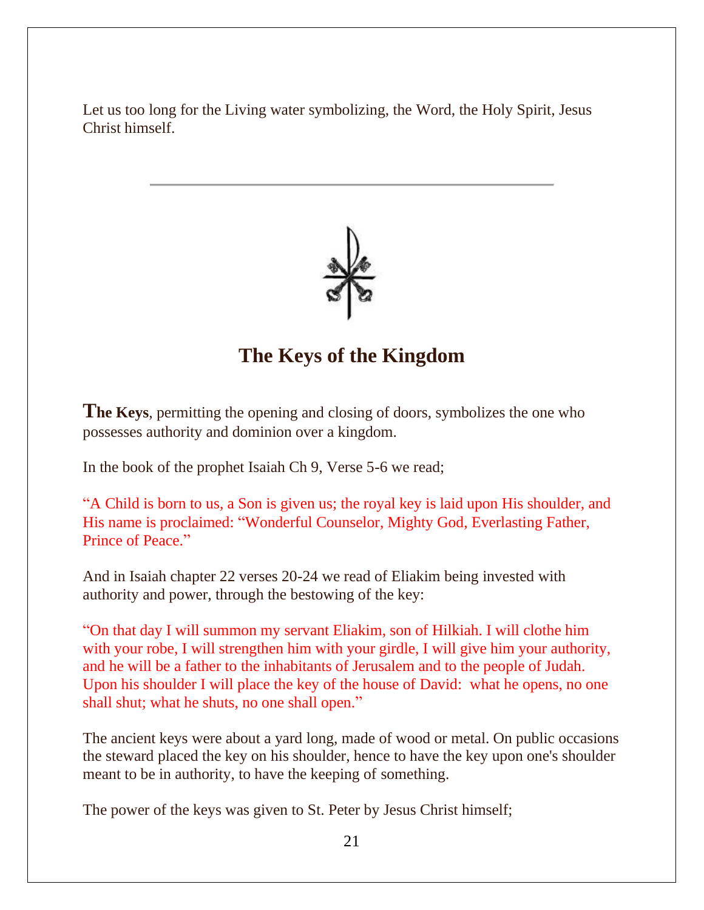Let us too long for the Living water symbolizing, the Word, the Holy Spirit, Jesus Christ himself.

---

## The Keys of the Kingdom

**The Keys**, permitting the opening and closing of doors, symbolizes the one who possesses authority and dominion over a kingdom.

In the book of the prophet Isaiah Ch 9, Verse 5-6 we read;

"A Child is born to us, a Son is given us; the royal key is laid upon His shoulder, and His name is proclaimed: "Wonderful Counselor, Mighty God, Everlasting Father, Prince of Peace."

And in Isaiah chapter 22 verses 20-24 we read of Eliakim being invested with authority and power, through the bestowing of the key:

"On that day I will summon my servant Eliakim, son of Hilkiah. I will clothe him with your robe, I will strengthen him with your girdle, I will give him your authority, and he will be a father to the inhabitants of Jerusalem and to the people of Judah. Upon his shoulder I will place the key of the house of David: what he opens, no one shall shut; what he shuts, no one shall open."

The ancient keys were about a yard long, made of wood or metal. On public occasions the steward placed the key on his shoulder, hence to have the key upon one's shoulder meant to be in authority, to have the keeping of something.

The power of the keys was given to St. Peter by Jesus Christ himself;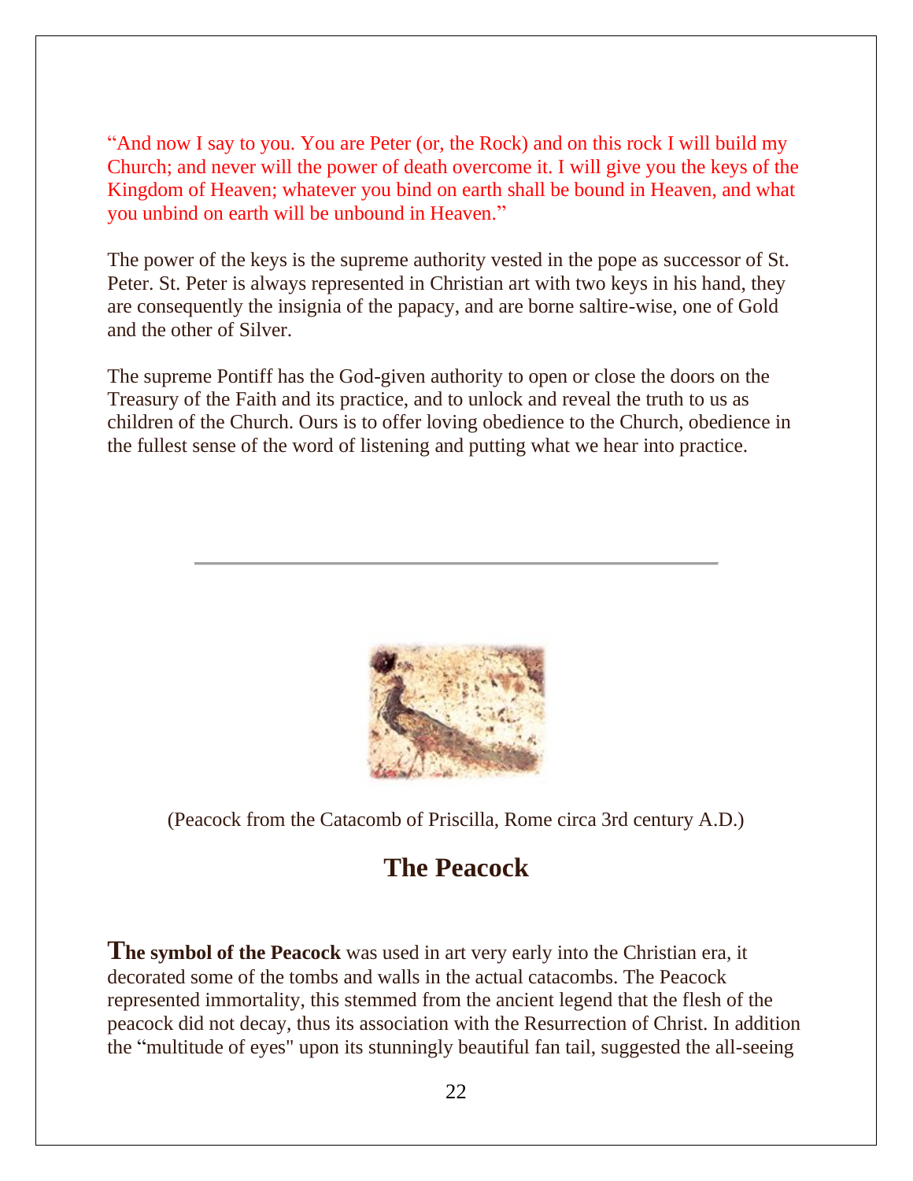"And now I say to you. You are Peter (or, the Rock) and on this rock I will build my Church; and never will the power of death overcome it. I will give you the keys of the Kingdom of Heaven; whatever you bind on earth shall be bound in Heaven, and what you unbind on earth will be unbound in Heaven."

The power of the keys is the supreme authority vested in the pope as successor of St. Peter. St. Peter is always represented in Christian art with two keys in his hand, they are consequently the insignia of the papacy, and are borne saltire-wise, one of Gold and the other of Silver.

The supreme Pontiff has the God-given authority to open or close the doors on the Treasury of the Faith and its practice, and to unlock and reveal the truth to us as children of the Church. Ours is to offer loving obedience to the Church, obedience in the fullest sense of the word of listening and putting what we hear into practice.

---

(Peacock from the Catacomb of Priscilla, Rome circa 3rd century A.D.)

## The Peacock

**The symbol of the Peacock** was used in art very early into the Christian era, it decorated some of the tombs and walls in the actual catacombs. The Peacock represented immortality, this stemmed from the ancient legend that the flesh of the peacock did not decay, thus its association with the Resurrection of Christ. In addition the "multitude of eyes" upon its stunningly beautiful fan tail, suggested the all-seeing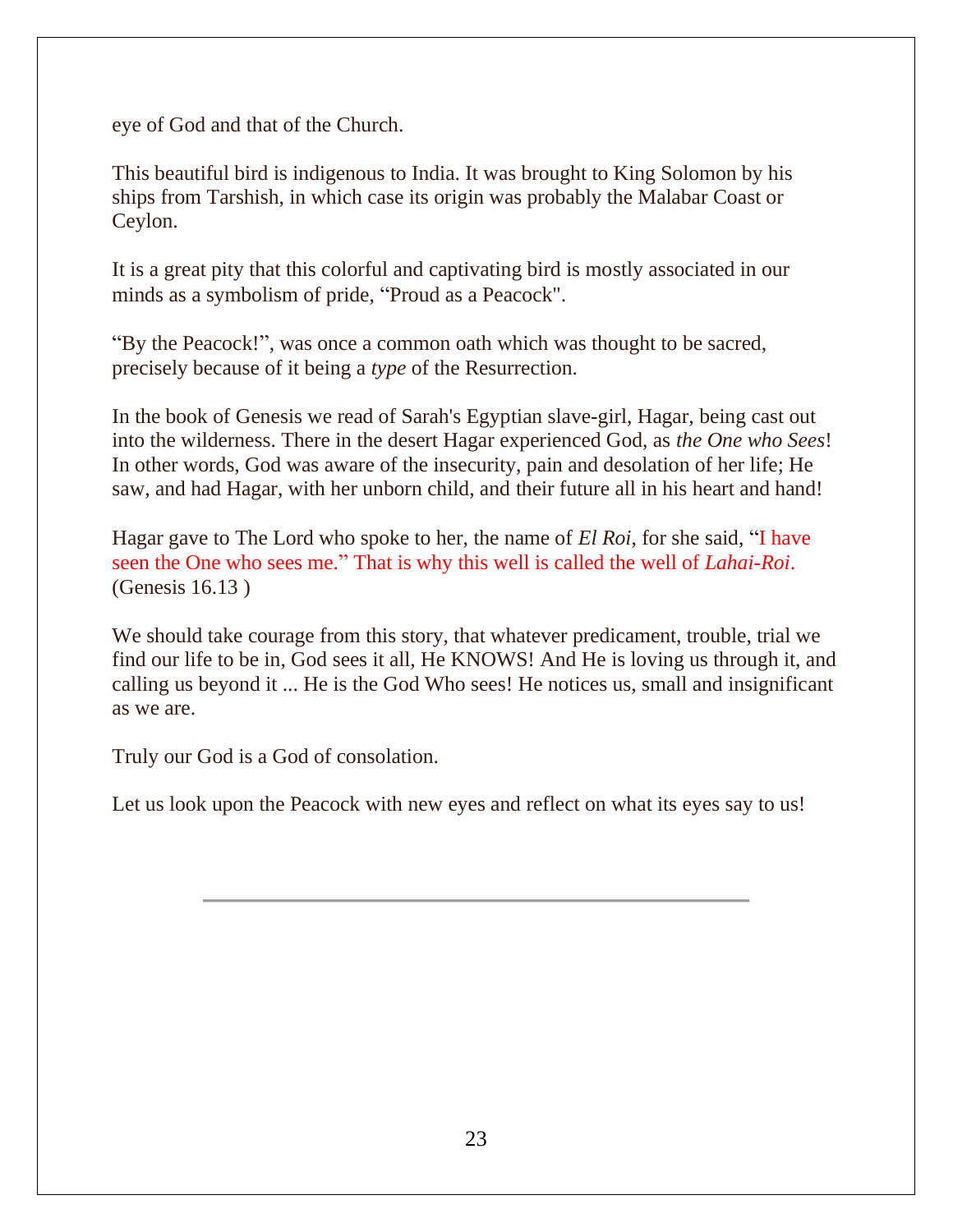eye of God and that of the Church.

This beautiful bird is indigenous to India. It was brought to King Solomon by his ships from Tarshish, in which case its origin was probably the Malabar Coast or Ceylon.

It is a great pity that this colorful and captivating bird is mostly associated in our minds as a symbolism of pride, “Proud as a Peacock".

“By the Peacock!”, was once a common oath which was thought to be sacred, precisely because of it being a *type* of the Resurrection.

In the book of Genesis we read of Sarah's Egyptian slave-girl, Hagar, being cast out into the wilderness. There in the desert Hagar experienced God, as *the One who Sees*! In other words, God was aware of the insecurity, pain and desolation of her life; He saw, and had Hagar, with her unborn child, and their future all in his heart and hand!

Hagar gave to The Lord who spoke to her, the name of *El Roi*, for she said, “I have seen the One who sees me.” That is why this well is called the well of *Lahai-Roi*. (Genesis 16.13 )

We should take courage from this story, that whatever predicament, trouble, trial we find our life to be in, God sees it all, He KNOWS! And He is loving us through it, and calling us beyond it ... He is the God Who sees! He notices us, small and insignificant as we are.

Truly our God is a God of consolation.

Let us look upon the Peacock with new eyes and reflect on what its eyes say to us!

---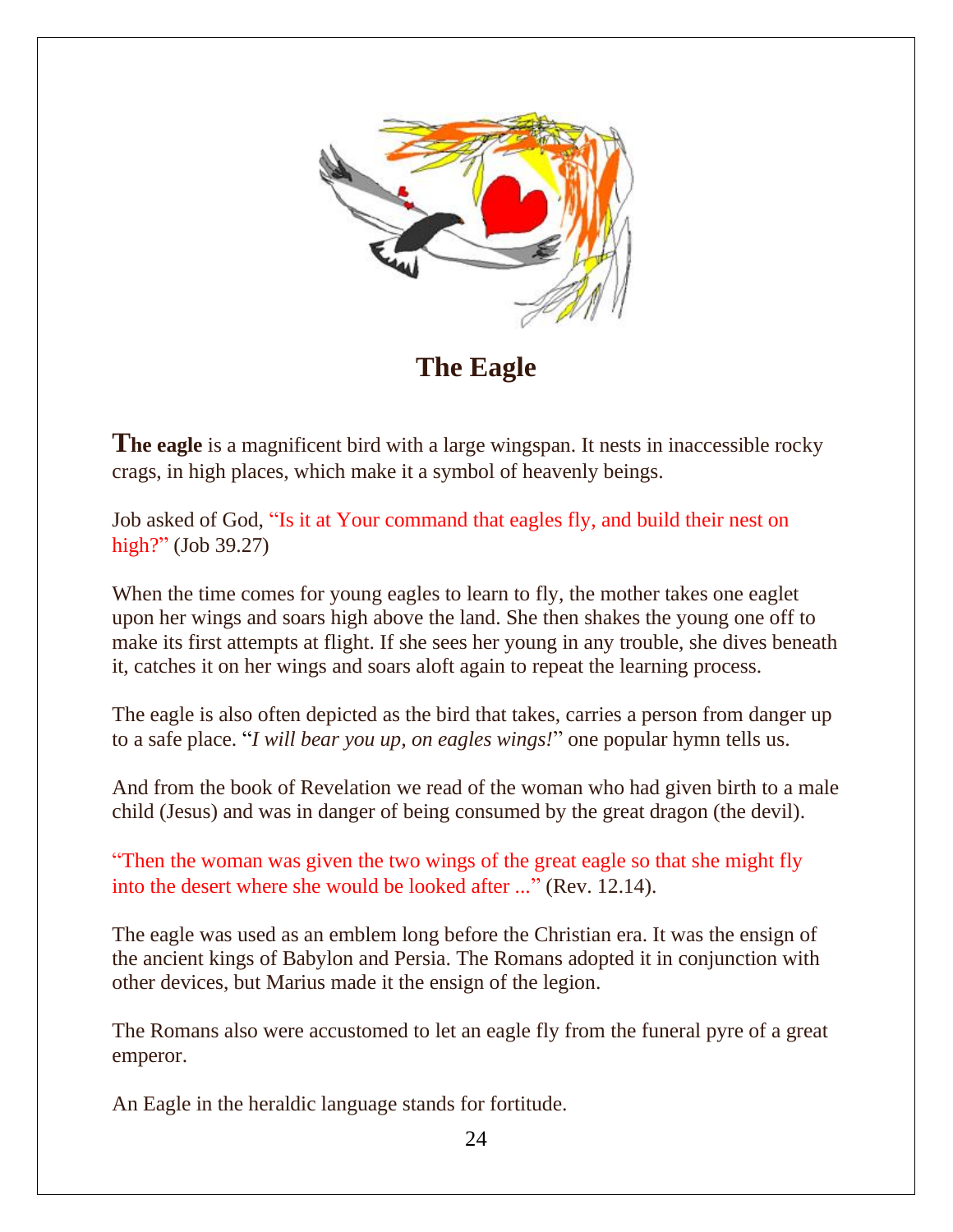# The Eagle

**The eagle** is a magnificent bird with a large wingspan. It nests in inaccessible rocky crags, in high places, which make it a symbol of heavenly beings.

Job asked of God, "Is it at Your command that eagles fly, and build their nest on high?" (Job 39.27)

When the time comes for young eagles to learn to fly, the mother takes one eaglet upon her wings and soars high above the land. She then shakes the young one off to make its first attempts at flight. If she sees her young in any trouble, she dives beneath it, catches it on her wings and soars aloft again to repeat the learning process.

The eagle is also often depicted as the bird that takes, carries a person from danger up to a safe place. "*I will bear you up, on eagles wings!*" one popular hymn tells us.

And from the book of Revelation we read of the woman who had given birth to a male child (Jesus) and was in danger of being consumed by the great dragon (the devil).

"Then the woman was given the two wings of the great eagle so that she might fly into the desert where she would be looked after ..." (Rev. 12.14).

The eagle was used as an emblem long before the Christian era. It was the ensign of the ancient kings of Babylon and Persia. The Romans adopted it in conjunction with other devices, but Marius made it the ensign of the legion.

The Romans also were accustomed to let an eagle fly from the funeral pyre of a great emperor.

An Eagle in the heraldic language stands for fortitude.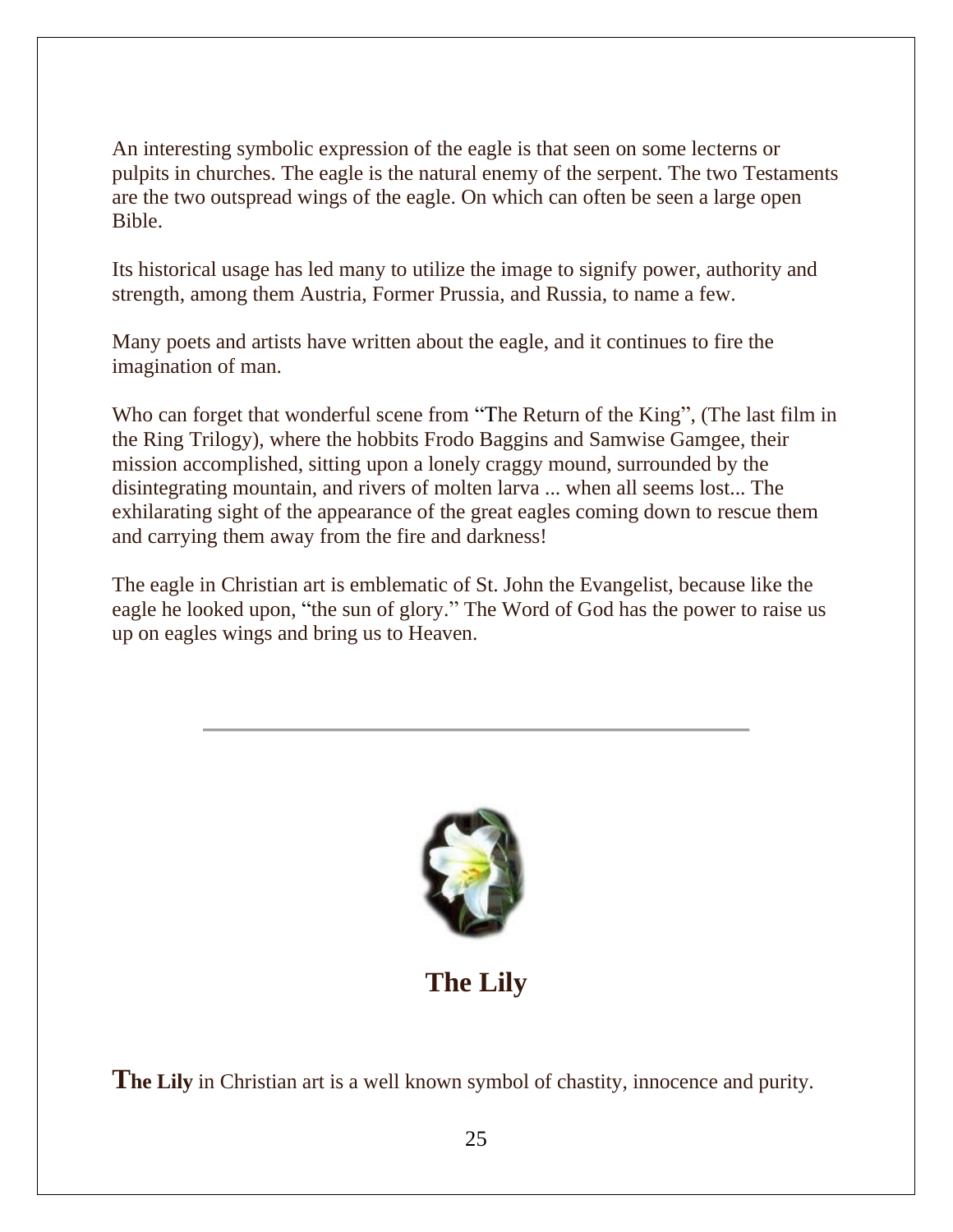An interesting symbolic expression of the eagle is that seen on some lecterns or pulpits in churches. The eagle is the natural enemy of the serpent. The two Testaments are the two outspread wings of the eagle. On which can often be seen a large open Bible.

Its historical usage has led many to utilize the image to signify power, authority and strength, among them Austria, Former Prussia, and Russia, to name a few.

Many poets and artists have written about the eagle, and it continues to fire the imagination of man.

Who can forget that wonderful scene from "The Return of the King", (The last film in the Ring Trilogy), where the hobbits Frodo Baggins and Samwise Gamgee, their mission accomplished, sitting upon a lonely craggy mound, surrounded by the disintegrating mountain, and rivers of molten larva ... when all seems lost... The exhilarating sight of the appearance of the great eagles coming down to rescue them and carrying them away from the fire and darkness!

The eagle in Christian art is emblematic of St. John the Evangelist, because like the eagle he looked upon, "the sun of glory." The Word of God has the power to raise us up on eagles wings and bring us to Heaven.

---

## The Lily

**The Lily** in Christian art is a well known symbol of chastity, innocence and purity.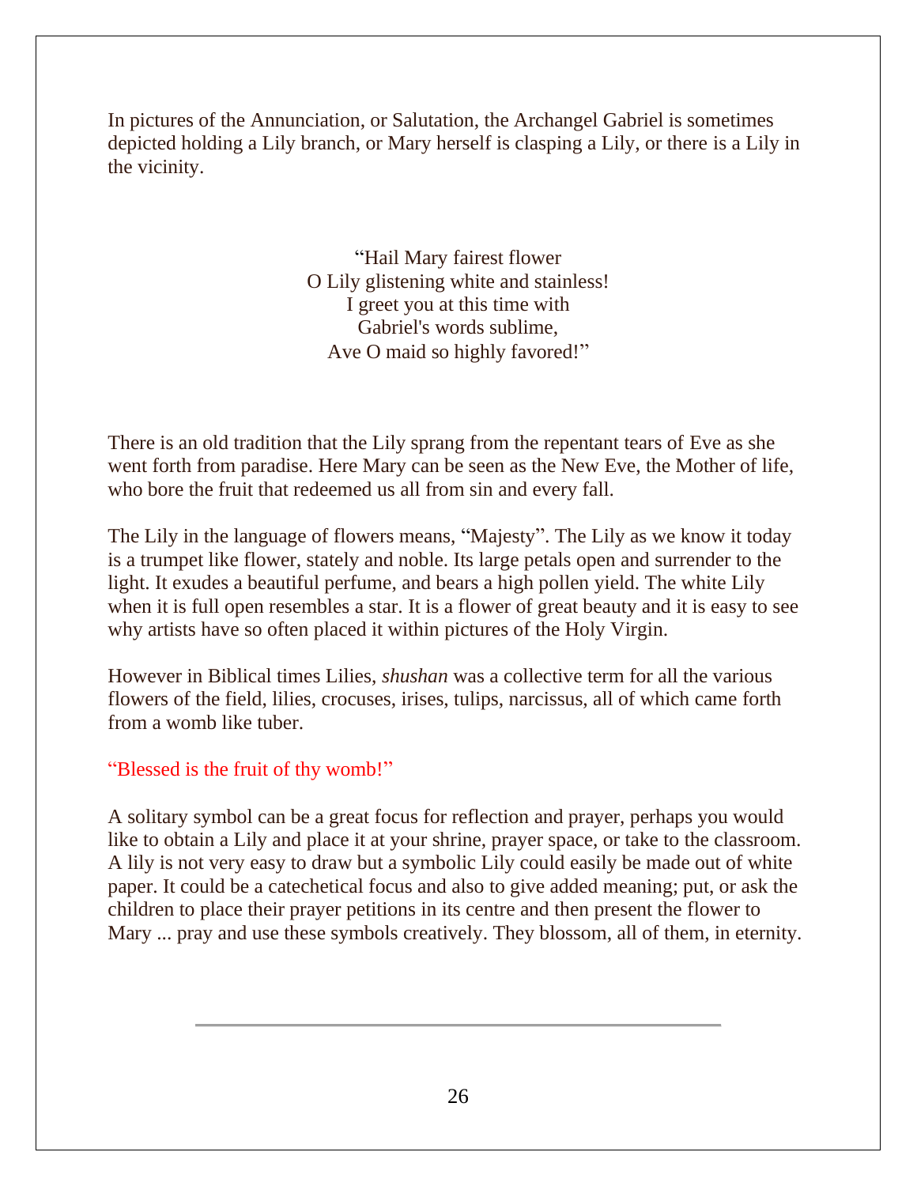In pictures of the Annunciation, or Salutation, the Archangel Gabriel is sometimes depicted holding a Lily branch, or Mary herself is clasping a Lily, or there is a Lily in the vicinity.

> "Hail Mary fairest flower
> O Lily glistening white and stainless!
> I greet you at this time with
> Gabriel's words sublime,
> Ave O maid so highly favored!"

There is an old tradition that the Lily sprang from the repentant tears of Eve as she went forth from paradise. Here Mary can be seen as the New Eve, the Mother of life, who bore the fruit that redeemed us all from sin and every fall.

The Lily in the language of flowers means, "Majesty". The Lily as we know it today is a trumpet like flower, stately and noble. Its large petals open and surrender to the light. It exudes a beautiful perfume, and bears a high pollen yield. The white Lily when it is full open resembles a star. It is a flower of great beauty and it is easy to see why artists have so often placed it within pictures of the Holy Virgin.

However in Biblical times Lilies, *shushan* was a collective term for all the various flowers of the field, lilies, crocuses, irises, tulips, narcissus, all of which came forth from a womb like tuber.

"Blessed is the fruit of thy womb!"

A solitary symbol can be a great focus for reflection and prayer, perhaps you would like to obtain a Lily and place it at your shrine, prayer space, or take to the classroom. A lily is not very easy to draw but a symbolic Lily could easily be made out of white paper. It could be a catechetical focus and also to give added meaning; put, or ask the children to place their prayer petitions in its centre and then present the flower to Mary ... pray and use these symbols creatively. They blossom, all of them, in eternity.

---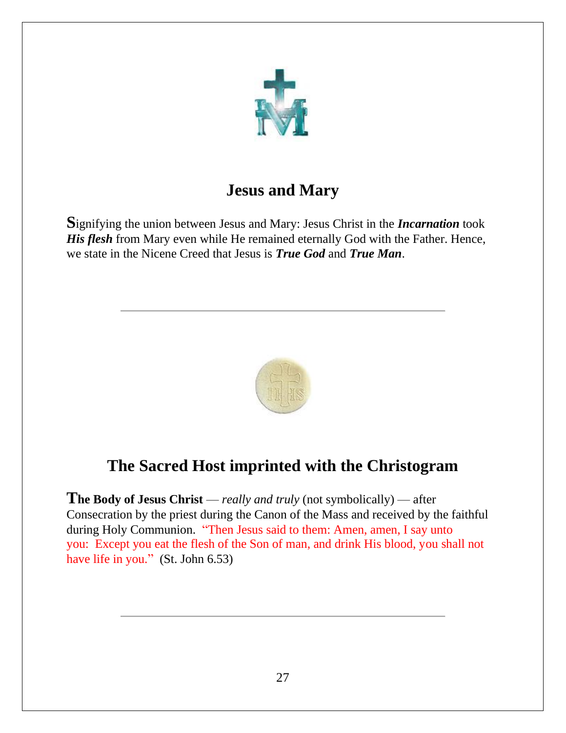## Jesus and Mary

Signifying the union between Jesus and Mary: Jesus Christ in the ***Incarnation*** took ***His flesh*** from Mary even while He remained eternally God with the Father. Hence, we state in the Nicene Creed that Jesus is ***True God*** and ***True Man***.

---

## The Sacred Host imprinted with the Christogram

**The Body of Jesus Christ** — *really and truly* (not symbolically) — after Consecration by the priest during the Canon of the Mass and received by the faithful during Holy Communion. "Then Jesus said to them: Amen, amen, I say unto you: Except you eat the flesh of the Son of man, and drink His blood, you shall not have life in you." (St. John 6.53)

---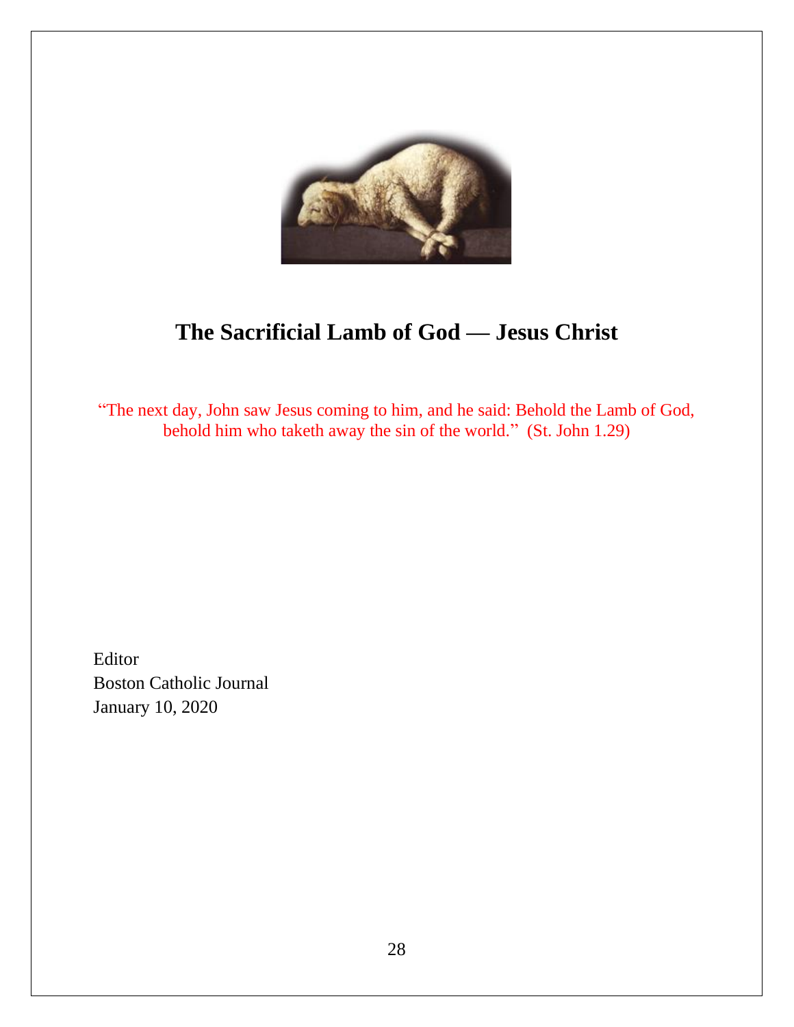# The Sacrificial Lamb of God — Jesus Christ

"The next day, John saw Jesus coming to him, and he said: Behold the Lamb of God, behold him who taketh away the sin of the world." (St. John 1.29)

Editor
Boston Catholic Journal
January 10, 2020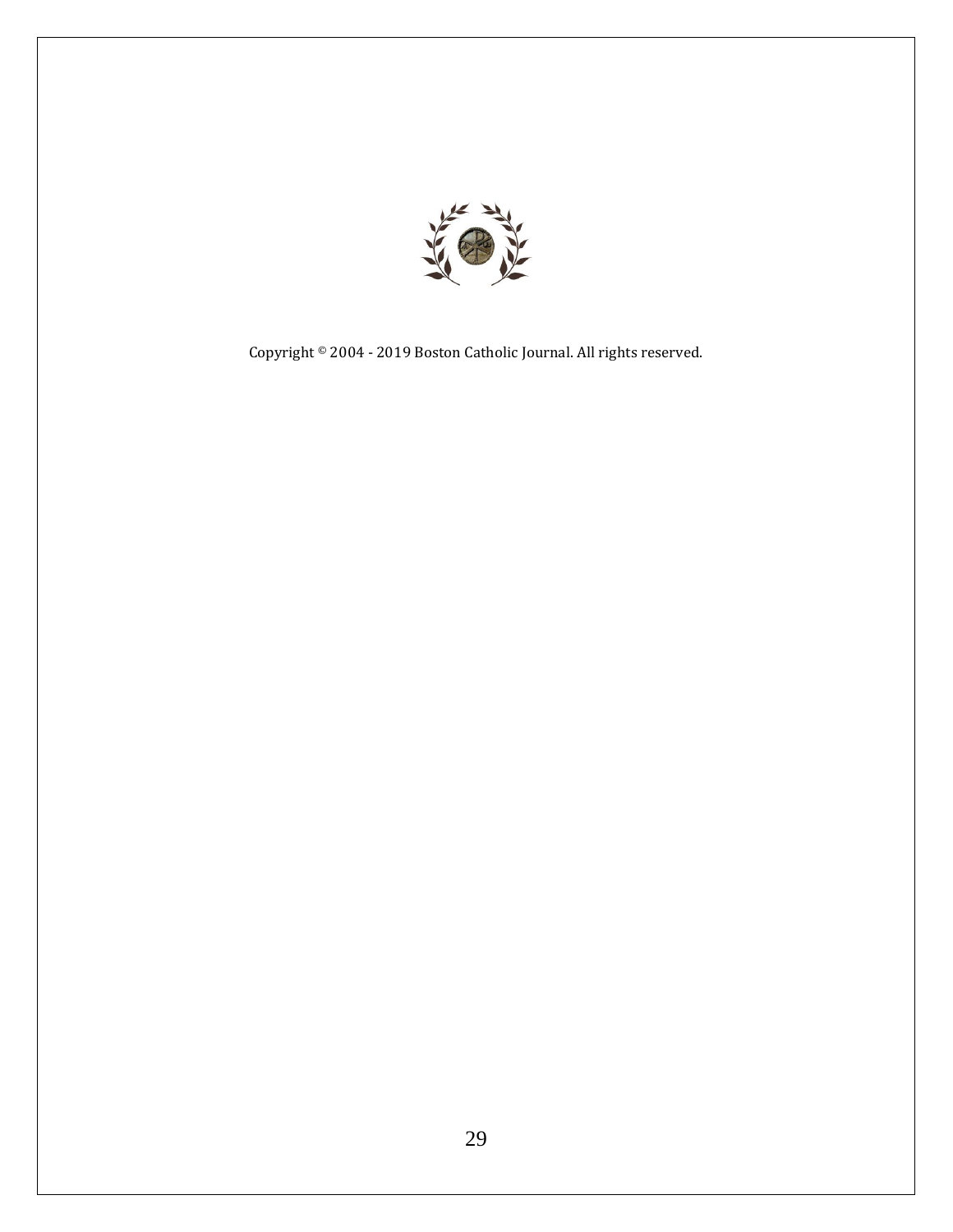Copyright © 2004 - 2019 Boston Catholic Journal. All rights reserved.